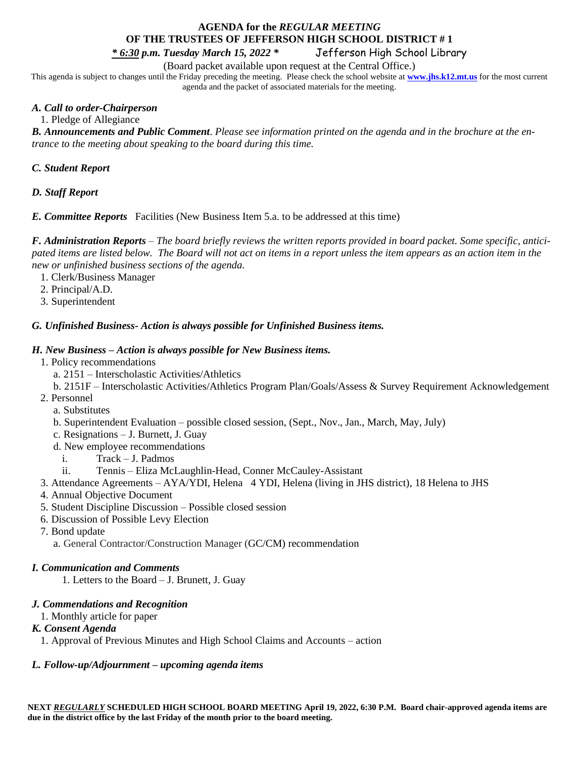# AGENDA for the *REGULAR MEETING* OF THE TRUSTEES OF JEFFERSON HIGH SCHOOL DISTRICT # 1

***\* 6:30* p.m. Tuesday March 15, 2022 \*** Jefferson High School Library

(Board packet available upon request at the Central Office.)

This agenda is subject to changes until the Friday preceding the meeting. Please check the school website at **www.jhs.k12.mt.us** for the most current agenda and the packet of associated materials for the meeting.

***A. Call to order-Chairperson***

1. Pledge of Allegiance

***B. Announcements and Public Comment***. *Please see information printed on the agenda and in the brochure at the entrance to the meeting about speaking to the board during this time.*

***C. Student Report***

***D. Staff Report***

***E. Committee Reports*** Facilities (New Business Item 5.a. to be addressed at this time)

***F. Administration Reports*** *– The board briefly reviews the written reports provided in board packet. Some specific, anticipated items are listed below. The Board will not act on items in a report unless the item appears as an action item in the new or unfinished business sections of the agenda.*

1. Clerk/Business Manager
2. Principal/A.D.
3. Superintendent

***G. Unfinished Business- Action is always possible for Unfinished Business items.***

***H. New Business – Action is always possible for New Business items.***

1. Policy recommendations
   a. 2151 – Interscholastic Activities/Athletics
   b. 2151F – Interscholastic Activities/Athletics Program Plan/Goals/Assess & Survey Requirement Acknowledgement
2. Personnel
   a. Substitutes
   b. Superintendent Evaluation – possible closed session, (Sept., Nov., Jan., March, May, July)
   c. Resignations – J. Burnett, J. Guay
   d. New employee recommendations
      i. Track – J. Padmos
      ii. Tennis – Eliza McLaughlin-Head, Conner McCauley-Assistant
3. Attendance Agreements – AYA/YDI, Helena 4 YDI, Helena (living in JHS district), 18 Helena to JHS
4. Annual Objective Document
5. Student Discipline Discussion – Possible closed session
6. Discussion of Possible Levy Election
7. Bond update
   a. General Contractor/Construction Manager (GC/CM) recommendation

***I. Communication and Comments***

1. Letters to the Board – J. Brunett, J. Guay

***J. Commendations and Recognition***

1. Monthly article for paper

***K. Consent Agenda***

1. Approval of Previous Minutes and High School Claims and Accounts – action

***L. Follow-up/Adjournment – upcoming agenda items***

**NEXT *REGULARLY* SCHEDULED HIGH SCHOOL BOARD MEETING April 19, 2022, 6:30 P.M. Board chair-approved agenda items are due in the district office by the last Friday of the month prior to the board meeting.**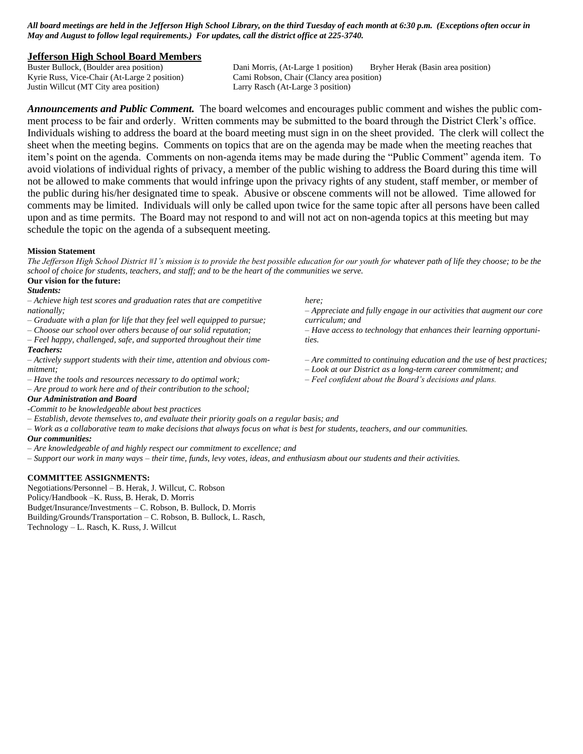***All board meetings are held in the Jefferson High School Library, on the third Tuesday of each month at 6:30 p.m. (Exceptions often occur in May and August to follow legal requirements.) For updates, call the district office at 225-3740.***

## Jefferson High School Board Members

Buster Bullock, (Boulder area position)
Kyrie Russ, Vice-Chair (At-Large 2 position)
Justin Willcut (MT City area position)
Dani Morris, (At-Large 1 position)
Cami Robson, Chair (Clancy area position)
Larry Rasch (At-Large 3 position)
Bryher Herak (Basin area position)

***Announcements and Public Comment.*** The board welcomes and encourages public comment and wishes the public comment process to be fair and orderly. Written comments may be submitted to the board through the District Clerk's office. Individuals wishing to address the board at the board meeting must sign in on the sheet provided. The clerk will collect the sheet when the meeting begins. Comments on topics that are on the agenda may be made when the meeting reaches that item's point on the agenda. Comments on non-agenda items may be made during the "Public Comment" agenda item. To avoid violations of individual rights of privacy, a member of the public wishing to address the Board during this time will not be allowed to make comments that would infringe upon the privacy rights of any student, staff member, or member of the public during his/her designated time to speak. Abusive or obscene comments will not be allowed. Time allowed for comments may be limited. Individuals will only be called upon twice for the same topic after all persons have been called upon and as time permits. The Board may not respond to and will not act on non-agenda topics at this meeting but may schedule the topic on the agenda of a subsequent meeting.

**Mission Statement**

*The Jefferson High School District #1's mission is to provide the best possible education for our youth for whatever path of life they choose; to be the school of choice for students, teachers, and staff; and to be the heart of the communities we serve.*

**Our vision for the future:**

***Students:***

*– Achieve high test scores and graduation rates that are competitive nationally;*
*– Graduate with a plan for life that they feel well equipped to pursue;*
*– Choose our school over others because of our solid reputation;*
*– Feel happy, challenged, safe, and supported throughout their time here;*
*– Appreciate and fully engage in our activities that augment our core curriculum; and*
*– Have access to technology that enhances their learning opportunities.*

***Teachers:***

*– Actively support students with their time, attention and obvious commitment;*
*– Have the tools and resources necessary to do optimal work;*
*– Are proud to work here and of their contribution to the school;*
*– Are committed to continuing education and the use of best practices;*
*– Look at our District as a long-term career commitment; and*
*– Feel confident about the Board's decisions and plans.*

***Our Administration and Board***

*-Commit to be knowledgeable about best practices*
*– Establish, devote themselves to, and evaluate their priority goals on a regular basis; and*
*– Work as a collaborative team to make decisions that always focus on what is best for students, teachers, and our communities.*

***Our communities:***

*– Are knowledgeable of and highly respect our commitment to excellence; and*
*– Support our work in many ways – their time, funds, levy votes, ideas, and enthusiasm about our students and their activities.*

**COMMITTEE ASSIGNMENTS:**

Negotiations/Personnel – B. Herak, J. Willcut, C. Robson
Policy/Handbook –K. Russ, B. Herak, D. Morris
Budget/Insurance/Investments – C. Robson, B. Bullock, D. Morris
Building/Grounds/Transportation – C. Robson, B. Bullock, L. Rasch,
Technology – L. Rasch, K. Russ, J. Willcut